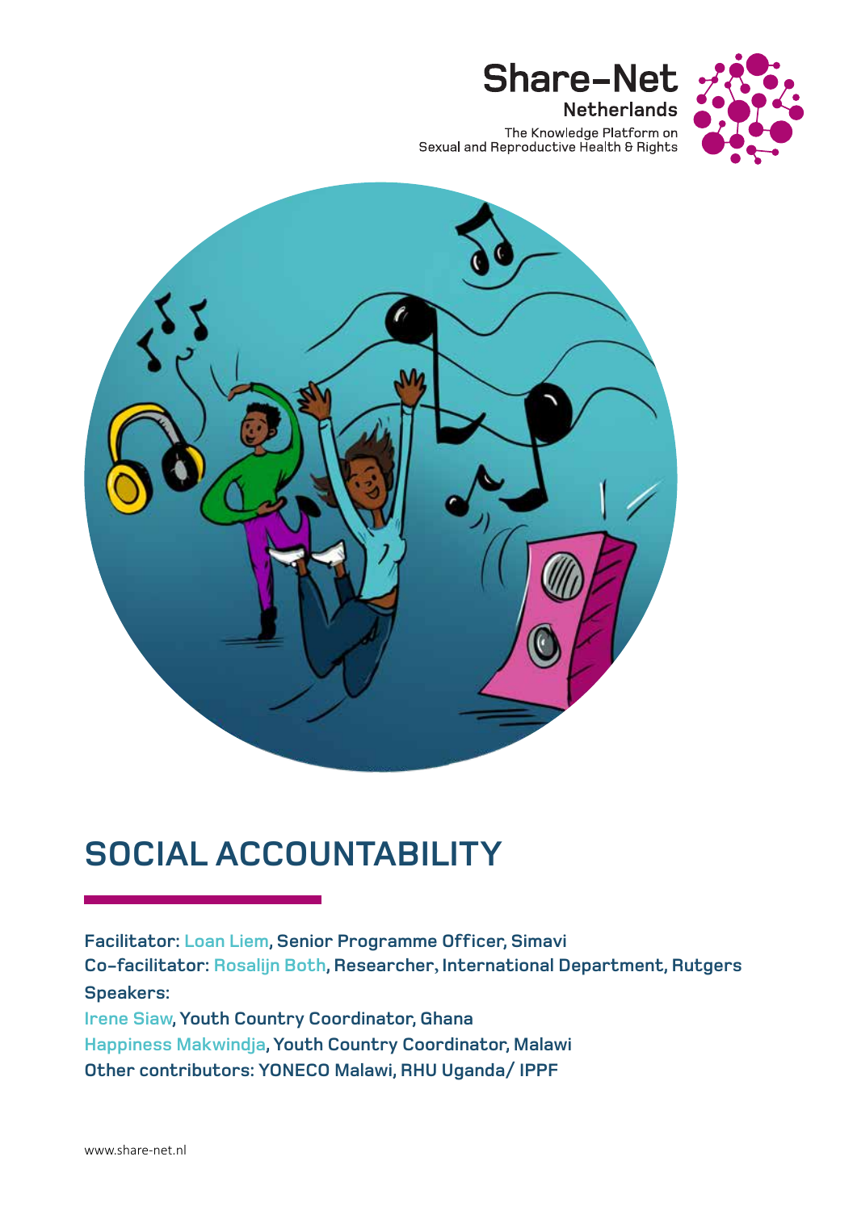Share-Net
Netherlands
The Knowledge Platform on
Sexual and Reproductive Health & Rights

# SOCIAL ACCOUNTABILITY

**Facilitator:** Loan Liem, **Senior Programme Officer, Simavi**
**Co-facilitator:** Rosalijn Both, **Researcher, International Department, Rutgers**
**Speakers:**
Irene Siaw, **Youth Country Coordinator, Ghana**
Happiness Makwindja, **Youth Country Coordinator, Malawi**
**Other contributors: YONECO Malawi, RHU Uganda/ IPPF**

www.share-net.nl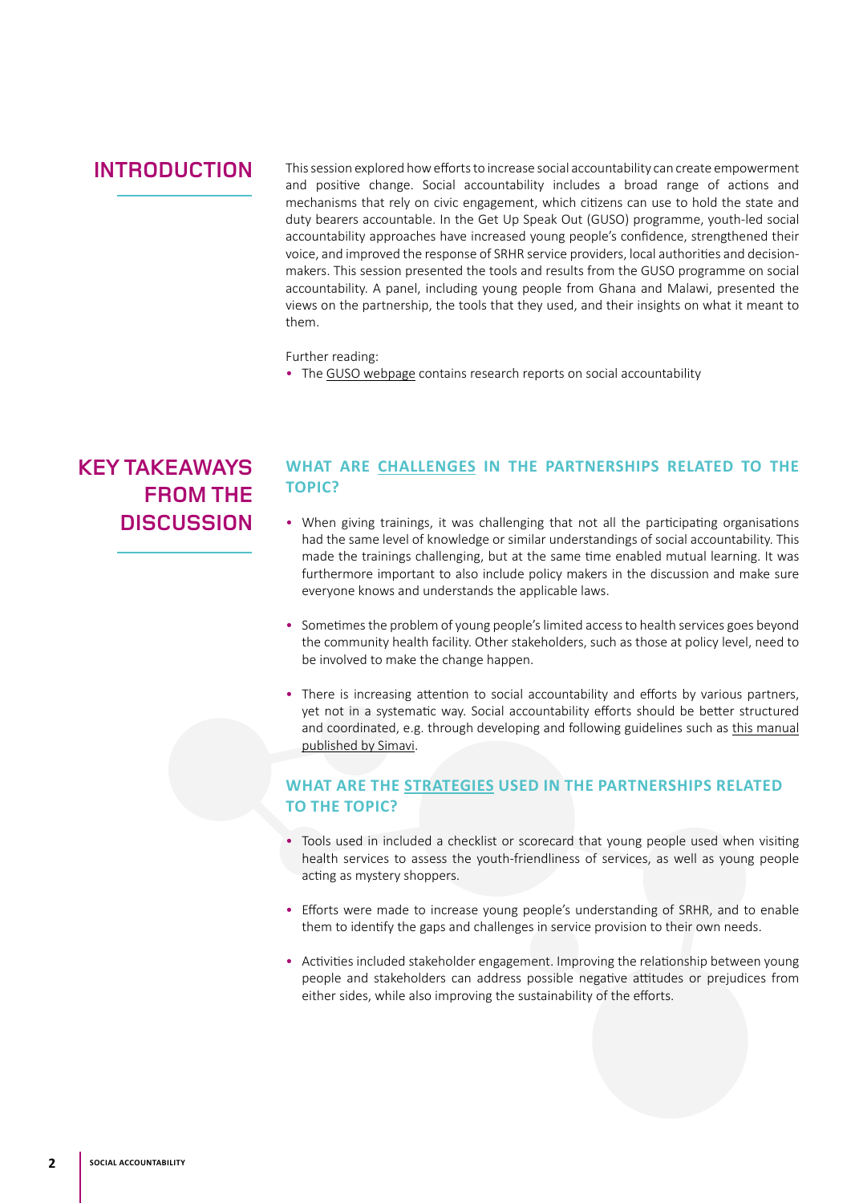## INTRODUCTION

This session explored how efforts to increase social accountability can create empowerment and positive change. Social accountability includes a broad range of actions and mechanisms that rely on civic engagement, which citizens can use to hold the state and duty bearers accountable. In the Get Up Speak Out (GUSO) programme, youth-led social accountability approaches have increased young people's confidence, strengthened their voice, and improved the response of SRHR service providers, local authorities and decision-makers. This session presented the tools and results from the GUSO programme on social accountability. A panel, including young people from Ghana and Malawi, presented the views on the partnership, the tools that they used, and their insights on what it meant to them.

Further reading:

- The GUSO webpage contains research reports on social accountability

## KEY TAKEAWAYS FROM THE DISCUSSION

### WHAT ARE CHALLENGES IN THE PARTNERSHIPS RELATED TO THE TOPIC?

- When giving trainings, it was challenging that not all the participating organisations had the same level of knowledge or similar understandings of social accountability. This made the trainings challenging, but at the same time enabled mutual learning. It was furthermore important to also include policy makers in the discussion and make sure everyone knows and understands the applicable laws.
- Sometimes the problem of young people's limited access to health services goes beyond the community health facility. Other stakeholders, such as those at policy level, need to be involved to make the change happen.
- There is increasing attention to social accountability and efforts by various partners, yet not in a systematic way. Social accountability efforts should be better structured and coordinated, e.g. through developing and following guidelines such as this manual published by Simavi.

### WHAT ARE THE STRATEGIES USED IN THE PARTNERSHIPS RELATED TO THE TOPIC?

- Tools used in included a checklist or scorecard that young people used when visiting health services to assess the youth-friendliness of services, as well as young people acting as mystery shoppers.
- Efforts were made to increase young people's understanding of SRHR, and to enable them to identify the gaps and challenges in service provision to their own needs.
- Activities included stakeholder engagement. Improving the relationship between young people and stakeholders can address possible negative attitudes or prejudices from either sides, while also improving the sustainability of the efforts.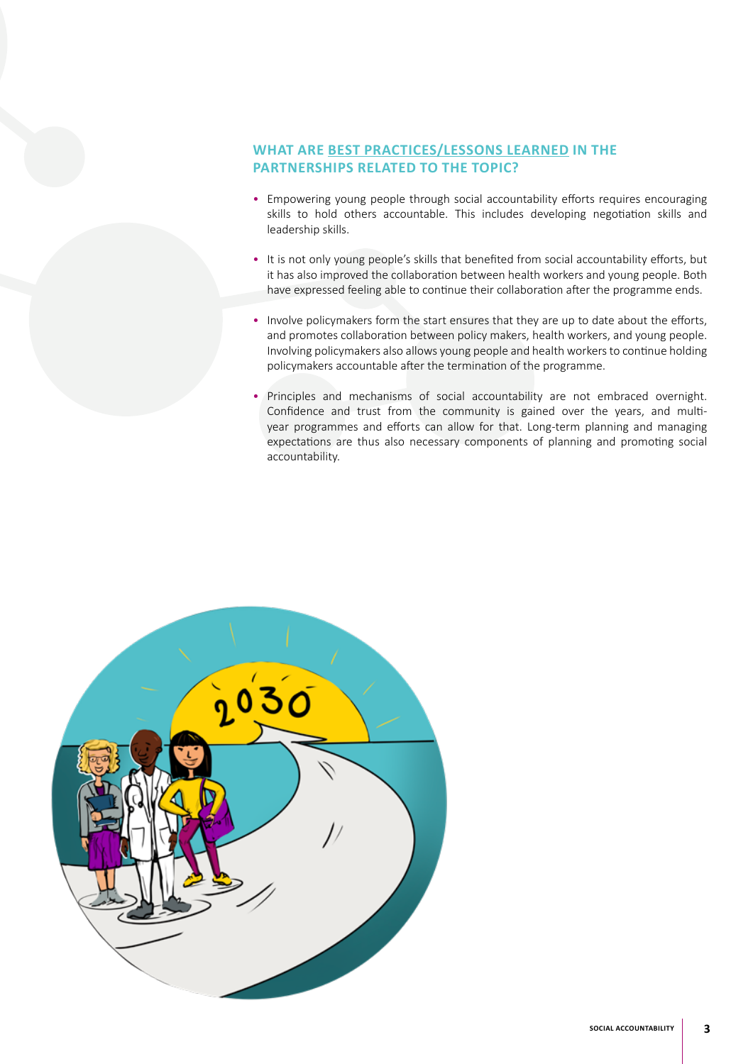## WHAT ARE BEST PRACTICES/LESSONS LEARNED IN THE PARTNERSHIPS RELATED TO THE TOPIC?

- Empowering young people through social accountability efforts requires encouraging skills to hold others accountable. This includes developing negotiation skills and leadership skills.
- It is not only young people's skills that benefited from social accountability efforts, but it has also improved the collaboration between health workers and young people. Both have expressed feeling able to continue their collaboration after the programme ends.
- Involve policymakers form the start ensures that they are up to date about the efforts, and promotes collaboration between policy makers, health workers, and young people. Involving policymakers also allows young people and health workers to continue holding policymakers accountable after the termination of the programme.
- Principles and mechanisms of social accountability are not embraced overnight. Confidence and trust from the community is gained over the years, and multi-year programmes and efforts can allow for that. Long-term planning and managing expectations are thus also necessary components of planning and promoting social accountability.